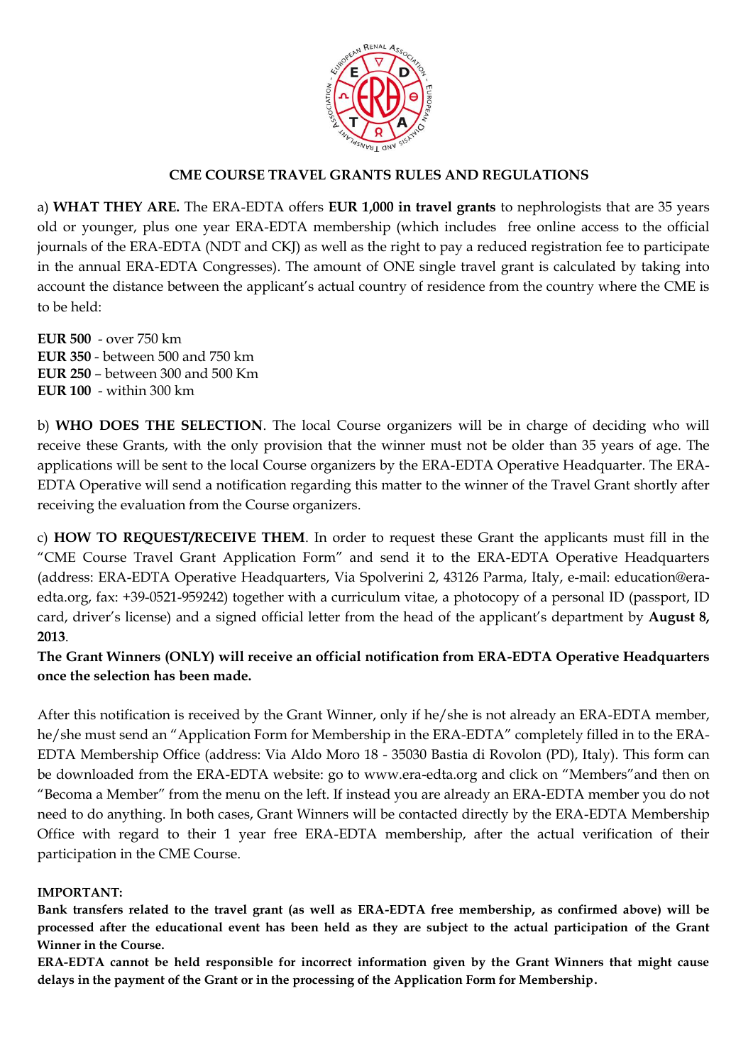## CME COURSE TRAVEL GRANTS RULES AND REGULATIONS

a) **WHAT THEY ARE.** The ERA-EDTA offers **EUR 1,000 in travel grants** to nephrologists that are 35 years old or younger, plus one year ERA-EDTA membership (which includes free online access to the official journals of the ERA-EDTA (NDT and CKJ) as well as the right to pay a reduced registration fee to participate in the annual ERA-EDTA Congresses). The amount of ONE single travel grant is calculated by taking into account the distance between the applicant's actual country of residence from the country where the CME is to be held:

**EUR 500** - over 750 km
**EUR 350** - between 500 and 750 km
**EUR 250** – between 300 and 500 Km
**EUR 100** - within 300 km

b) **WHO DOES THE SELECTION**. The local Course organizers will be in charge of deciding who will receive these Grants, with the only provision that the winner must not be older than 35 years of age. The applications will be sent to the local Course organizers by the ERA-EDTA Operative Headquarter. The ERA-EDTA Operative will send a notification regarding this matter to the winner of the Travel Grant shortly after receiving the evaluation from the Course organizers.

c) **HOW TO REQUEST/RECEIVE THEM**. In order to request these Grant the applicants must fill in the "CME Course Travel Grant Application Form" and send it to the ERA-EDTA Operative Headquarters (address: ERA-EDTA Operative Headquarters, Via Spolverini 2, 43126 Parma, Italy, e-mail: education@era-edta.org, fax: +39-0521-959242) together with a curriculum vitae, a photocopy of a personal ID (passport, ID card, driver's license) and a signed official letter from the head of the applicant's department by **August 8, 2013**.

**The Grant Winners (ONLY) will receive an official notification from ERA-EDTA Operative Headquarters once the selection has been made.**

After this notification is received by the Grant Winner, only if he/she is not already an ERA-EDTA member, he/she must send an "Application Form for Membership in the ERA-EDTA" completely filled in to the ERA-EDTA Membership Office (address: Via Aldo Moro 18 - 35030 Bastia di Rovolon (PD), Italy). This form can be downloaded from the ERA-EDTA website: go to www.era-edta.org and click on "Members"and then on "Becoma a Member" from the menu on the left. If instead you are already an ERA-EDTA member you do not need to do anything. In both cases, Grant Winners will be contacted directly by the ERA-EDTA Membership Office with regard to their 1 year free ERA-EDTA membership, after the actual verification of their participation in the CME Course.

**IMPORTANT:**

**Bank transfers related to the travel grant (as well as ERA-EDTA free membership, as confirmed above) will be processed after the educational event has been held as they are subject to the actual participation of the Grant Winner in the Course.**

**ERA-EDTA cannot be held responsible for incorrect information given by the Grant Winners that might cause delays in the payment of the Grant or in the processing of the Application Form for Membership.**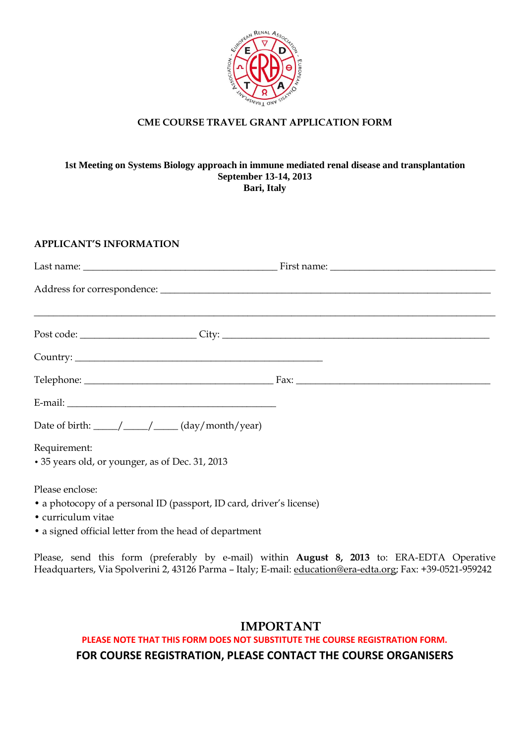**CME COURSE TRAVEL GRANT APPLICATION FORM**

**1st Meeting on Systems Biology approach in immune mediated renal disease and transplantation**
**September 13-14, 2013**
**Bari, Italy**

## APPLICANT'S INFORMATION

Last name: ________________________________________ First name: __________________________________

Address for correspondence: ____________________________________________________________________

_______________________________________________________________________________________________

Post code: ________________________ City: _______________________________________________________

Country: ___________________________________________________

Telephone: _______________________________________ Fax: ________________________________________

E-mail: ___________________________________________

Date of birth: _____/_____/_____ (day/month/year)

Requirement:

- 35 years old, or younger, as of Dec. 31, 2013

Please enclose:

- a photocopy of a personal ID (passport, ID card, driver's license)
- curriculum vitae
- a signed official letter from the head of department

Please, send this form (preferably by e-mail) within **August 8, 2013** to: ERA-EDTA Operative Headquarters, Via Spolverini 2, 43126 Parma – Italy; E-mail: education@era-edta.org; Fax: +39-0521-959242

## IMPORTANT

**PLEASE NOTE THAT THIS FORM DOES NOT SUBSTITUTE THE COURSE REGISTRATION FORM.**

**FOR COURSE REGISTRATION, PLEASE CONTACT THE COURSE ORGANISERS**